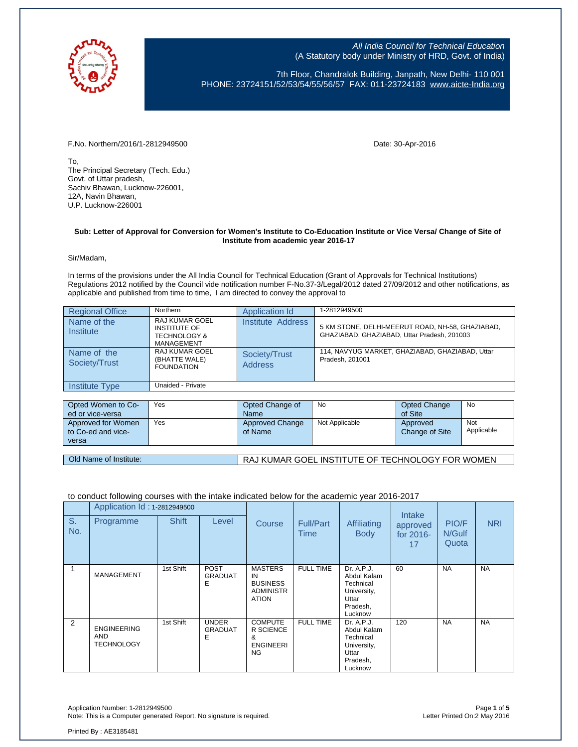All India Council for Technical Education
(A Statutory body under Ministry of HRD, Govt. of India)

7th Floor, Chandralok Building, Janpath, New Delhi- 110 001
PHONE: 23724151/52/53/54/55/56/57 FAX: 011-23724183 www.aicte-India.org

F.No. Northern/2016/1-2812949500

Date: 30-Apr-2016

To,
The Principal Secretary (Tech. Edu.)
Govt. of Uttar pradesh,
Sachiv Bhawan, Lucknow-226001,
12A, Navin Bhawan,
U.P. Lucknow-226001

**Sub: Letter of Approval for Conversion for Women's Institute to Co-Education Institute or Vice Versa/ Change of Site of Institute from academic year 2016-17**

Sir/Madam,

In terms of the provisions under the All India Council for Technical Education (Grant of Approvals for Technical Institutions) Regulations 2012 notified by the Council vide notification number F-No.37-3/Legal/2012 dated 27/09/2012 and other notifications, as applicable and published from time to time, I am directed to convey the approval to

| | | | |
|---|---|---|---|
| Regional Office | Northern | Application Id | 1-2812949500 |
| Name of the Institute | RAJ KUMAR GOEL INSTITUTE OF TECHNOLOGY & MANAGEMENT | Institute Address | 5 KM STONE, DELHI-MEERUT ROAD, NH-58, GHAZIABAD, GHAZIABAD, GHAZIABAD, Uttar Pradesh, 201003 |
| Name of the Society/Trust | RAJ KUMAR GOEL (BHATTE WALE) FOUNDATION | Society/Trust Address | 114, NAVYUG MARKET, GHAZIABAD, GHAZIABAD, Uttar Pradesh, 201001 |
| Institute Type | Unaided - Private | | |

| | | | | | |
|---|---|---|---|---|---|
| Opted Women to Co-ed or vice-versa | Yes | Opted Change of Name | No | Opted Change of Site | No |
| Approved for Women to Co-ed and vice-versa | Yes | Approved Change of Name | Not Applicable | Approved Change of Site | Not Applicable |

| | |
|---|---|
| Old Name of Institute: | RAJ KUMAR GOEL INSTITUTE OF TECHNOLOGY FOR WOMEN |

to conduct following courses with the intake indicated below for the academic year 2016-2017

| S. No. | Application Id : 1-2812949500 Programme | Shift | Level | Course | Full/Part Time | Affiliating Body | Intake approved for 2016-17 | PIO/FN/Gulf Quota | NRI |
|---|---|---|---|---|---|---|---|---|---|
| 1 | MANAGEMENT | 1st Shift | POST GRADUATE | MASTERS IN BUSINESS ADMINISTRATION | FULL TIME | Dr. A.P.J. Abdul Kalam Technical University, Uttar Pradesh, Lucknow | 60 | NA | NA |
| 2 | ENGINEERING AND TECHNOLOGY | 1st Shift | UNDER GRADUATE | COMPUTER SCIENCE & ENGINEERING | FULL TIME | Dr. A.P.J. Abdul Kalam Technical University, Uttar Pradesh, Lucknow | 120 | NA | NA |

Application Number: 1-2812949500
Note: This is a Computer generated Report. No signature is required.

Letter Printed On:2 May 2016

Printed By : AE3185481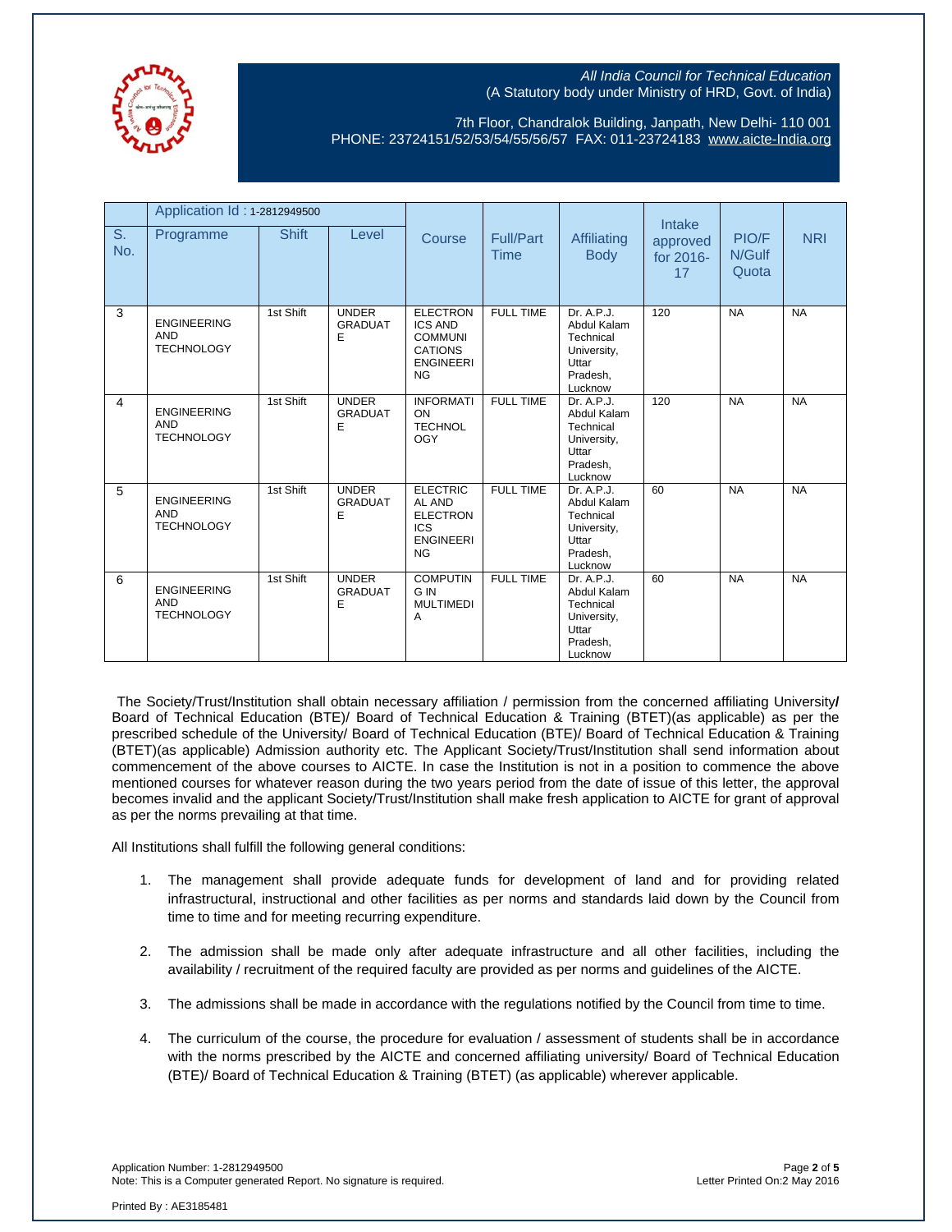All India Council for Technical Education
(A Statutory body under Ministry of HRD, Govt. of India)

7th Floor, Chandralok Building, Janpath, New Delhi- 110 001
PHONE: 23724151/52/53/54/55/56/57 FAX: 011-23724183 www.aicte-India.org

| | Application Id : 1-2812949500 | | | | | | | | |
|---|---|---|---|---|---|---|---|---|---|
| S. No. | Programme | Shift | Level | Course | Full/Part Time | Affiliating Body | Intake approved for 2016-17 | PIO/FN/Gulf Quota | NRI |
| 3 | ENGINEERING AND TECHNOLOGY | 1st Shift | UNDER GRADUATE | ELECTRONICS AND COMMUNICATIONS ENGINEERING | FULL TIME | Dr. A.P.J. Abdul Kalam Technical University, Uttar Pradesh, Lucknow | 120 | NA | NA |
| 4 | ENGINEERING AND TECHNOLOGY | 1st Shift | UNDER GRADUATE | INFORMATION TECHNOLOGY | FULL TIME | Dr. A.P.J. Abdul Kalam Technical University, Uttar Pradesh, Lucknow | 120 | NA | NA |
| 5 | ENGINEERING AND TECHNOLOGY | 1st Shift | UNDER GRADUATE | ELECTRICAL AND ELECTRONICS ENGINEERING | FULL TIME | Dr. A.P.J. Abdul Kalam Technical University, Uttar Pradesh, Lucknow | 60 | NA | NA |
| 6 | ENGINEERING AND TECHNOLOGY | 1st Shift | UNDER GRADUATE | COMPUTING IN MULTIMEDIA | FULL TIME | Dr. A.P.J. Abdul Kalam Technical University, Uttar Pradesh, Lucknow | 60 | NA | NA |

The Society/Trust/Institution shall obtain necessary affiliation / permission from the concerned affiliating University/ Board of Technical Education (BTE)/ Board of Technical Education & Training (BTET)(as applicable) as per the prescribed schedule of the University/ Board of Technical Education (BTE)/ Board of Technical Education & Training (BTET)(as applicable) Admission authority etc. The Applicant Society/Trust/Institution shall send information about commencement of the above courses to AICTE. In case the Institution is not in a position to commence the above mentioned courses for whatever reason during the two years period from the date of issue of this letter, the approval becomes invalid and the applicant Society/Trust/Institution shall make fresh application to AICTE for grant of approval as per the norms prevailing at that time.

All Institutions shall fulfill the following general conditions:

1. The management shall provide adequate funds for development of land and for providing related infrastructural, instructional and other facilities as per norms and standards laid down by the Council from time to time and for meeting recurring expenditure.

2. The admission shall be made only after adequate infrastructure and all other facilities, including the availability / recruitment of the required faculty are provided as per norms and guidelines of the AICTE.

3. The admissions shall be made in accordance with the regulations notified by the Council from time to time.

4. The curriculum of the course, the procedure for evaluation / assessment of students shall be in accordance with the norms prescribed by the AICTE and concerned affiliating university/ Board of Technical Education (BTE)/ Board of Technical Education & Training (BTET) (as applicable) wherever applicable.

Application Number: 1-2812949500
Note: This is a Computer generated Report. No signature is required.

Letter Printed On:2 May 2016

Printed By : AE3185481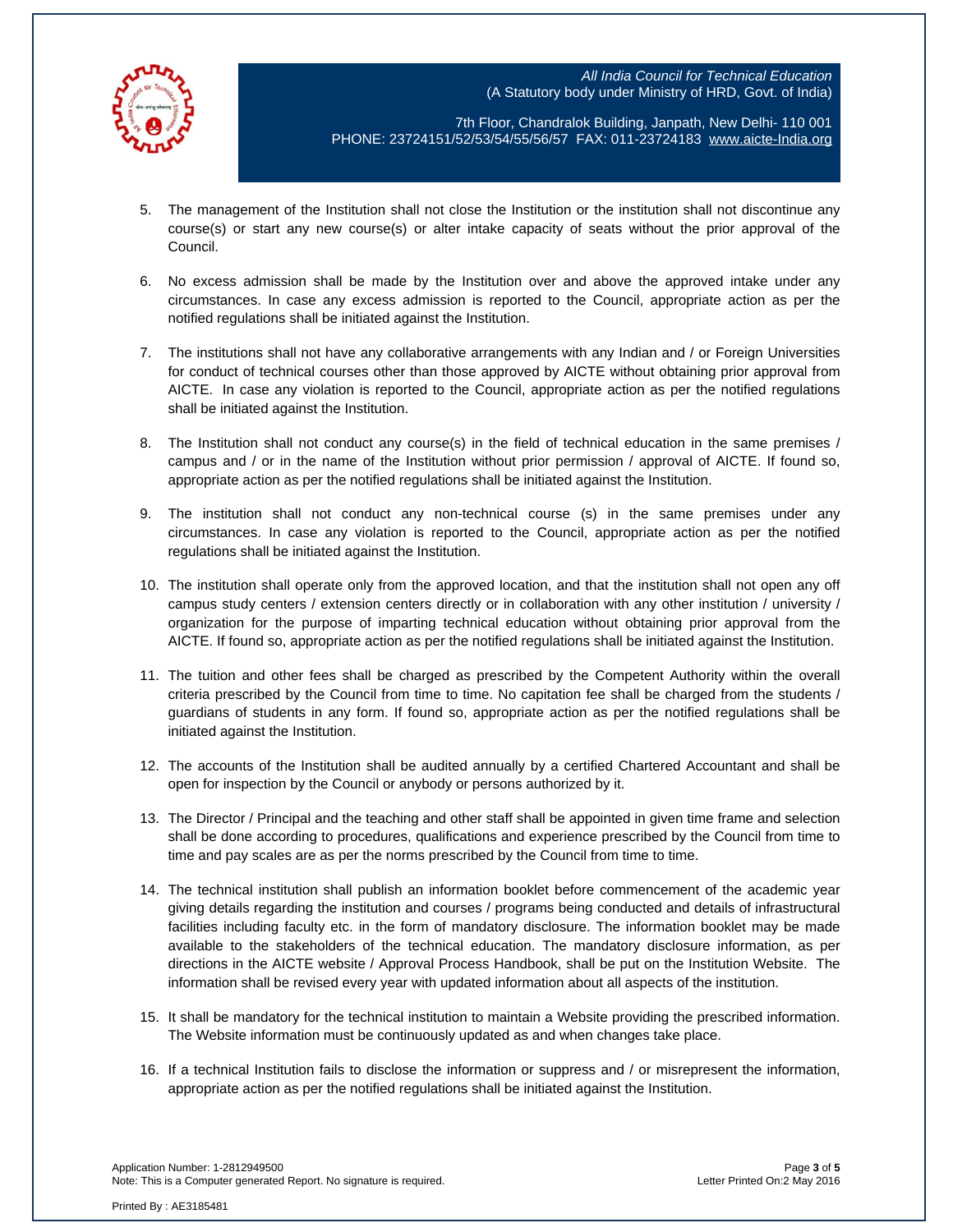5. The management of the Institution shall not close the Institution or the institution shall not discontinue any course(s) or start any new course(s) or alter intake capacity of seats without the prior approval of the Council.

6. No excess admission shall be made by the Institution over and above the approved intake under any circumstances. In case any excess admission is reported to the Council, appropriate action as per the notified regulations shall be initiated against the Institution.

7. The institutions shall not have any collaborative arrangements with any Indian and / or Foreign Universities for conduct of technical courses other than those approved by AICTE without obtaining prior approval from AICTE. In case any violation is reported to the Council, appropriate action as per the notified regulations shall be initiated against the Institution.

8. The Institution shall not conduct any course(s) in the field of technical education in the same premises / campus and / or in the name of the Institution without prior permission / approval of AICTE. If found so, appropriate action as per the notified regulations shall be initiated against the Institution.

9. The institution shall not conduct any non-technical course (s) in the same premises under any circumstances. In case any violation is reported to the Council, appropriate action as per the notified regulations shall be initiated against the Institution.

10. The institution shall operate only from the approved location, and that the institution shall not open any off campus study centers / extension centers directly or in collaboration with any other institution / university / organization for the purpose of imparting technical education without obtaining prior approval from the AICTE. If found so, appropriate action as per the notified regulations shall be initiated against the Institution.

11. The tuition and other fees shall be charged as prescribed by the Competent Authority within the overall criteria prescribed by the Council from time to time. No capitation fee shall be charged from the students / guardians of students in any form. If found so, appropriate action as per the notified regulations shall be initiated against the Institution.

12. The accounts of the Institution shall be audited annually by a certified Chartered Accountant and shall be open for inspection by the Council or anybody or persons authorized by it.

13. The Director / Principal and the teaching and other staff shall be appointed in given time frame and selection shall be done according to procedures, qualifications and experience prescribed by the Council from time to time and pay scales are as per the norms prescribed by the Council from time to time.

14. The technical institution shall publish an information booklet before commencement of the academic year giving details regarding the institution and courses / programs being conducted and details of infrastructural facilities including faculty etc. in the form of mandatory disclosure. The information booklet may be made available to the stakeholders of the technical education. The mandatory disclosure information, as per directions in the AICTE website / Approval Process Handbook, shall be put on the Institution Website. The information shall be revised every year with updated information about all aspects of the institution.

15. It shall be mandatory for the technical institution to maintain a Website providing the prescribed information. The Website information must be continuously updated as and when changes take place.

16. If a technical Institution fails to disclose the information or suppress and / or misrepresent the information, appropriate action as per the notified regulations shall be initiated against the Institution.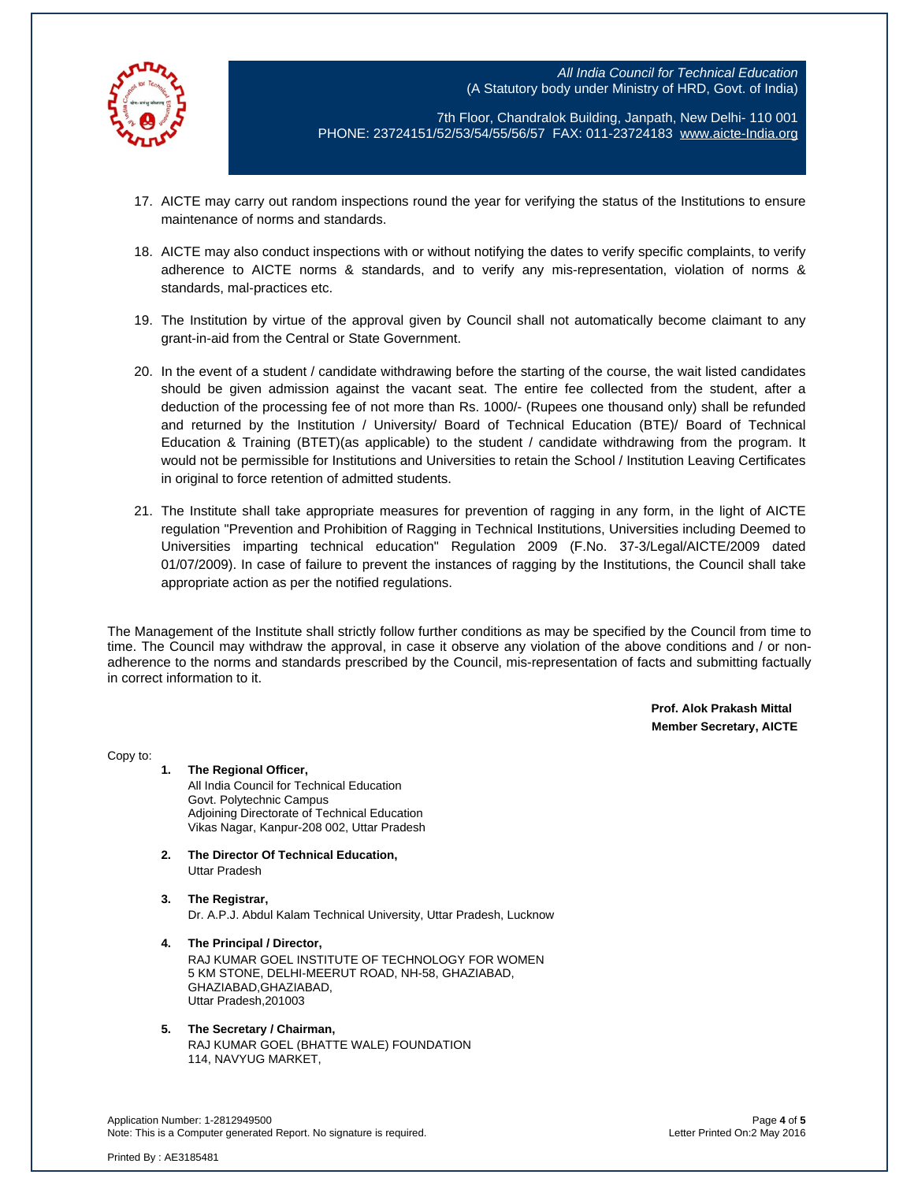17. AICTE may carry out random inspections round the year for verifying the status of the Institutions to ensure maintenance of norms and standards.

18. AICTE may also conduct inspections with or without notifying the dates to verify specific complaints, to verify adherence to AICTE norms & standards, and to verify any mis-representation, violation of norms & standards, mal-practices etc.

19. The Institution by virtue of the approval given by Council shall not automatically become claimant to any grant-in-aid from the Central or State Government.

20. In the event of a student / candidate withdrawing before the starting of the course, the wait listed candidates should be given admission against the vacant seat. The entire fee collected from the student, after a deduction of the processing fee of not more than Rs. 1000/- (Rupees one thousand only) shall be refunded and returned by the Institution / University/ Board of Technical Education (BTE)/ Board of Technical Education & Training (BTET)(as applicable) to the student / candidate withdrawing from the program. It would not be permissible for Institutions and Universities to retain the School / Institution Leaving Certificates in original to force retention of admitted students.

21. The Institute shall take appropriate measures for prevention of ragging in any form, in the light of AICTE regulation "Prevention and Prohibition of Ragging in Technical Institutions, Universities including Deemed to Universities imparting technical education" Regulation 2009 (F.No. 37-3/Legal/AICTE/2009 dated 01/07/2009). In case of failure to prevent the instances of ragging by the Institutions, the Council shall take appropriate action as per the notified regulations.

The Management of the Institute shall strictly follow further conditions as may be specified by the Council from time to time. The Council may withdraw the approval, in case it observe any violation of the above conditions and / or non-adherence to the norms and standards prescribed by the Council, mis-representation of facts and submitting factually in correct information to it.

**Prof. Alok Prakash Mittal**
**Member Secretary, AICTE**

Copy to:

1. **The Regional Officer,**
   All India Council for Technical Education
   Govt. Polytechnic Campus
   Adjoining Directorate of Technical Education
   Vikas Nagar, Kanpur-208 002, Uttar Pradesh

2. **The Director Of Technical Education,**
   Uttar Pradesh

3. **The Registrar,**
   Dr. A.P.J. Abdul Kalam Technical University, Uttar Pradesh, Lucknow

4. **The Principal / Director,**
   RAJ KUMAR GOEL INSTITUTE OF TECHNOLOGY FOR WOMEN
   5 KM STONE, DELHI-MEERUT ROAD, NH-58, GHAZIABAD,
   GHAZIABAD,GHAZIABAD,
   Uttar Pradesh,201003

5. **The Secretary / Chairman,**
   RAJ KUMAR GOEL (BHATTE WALE) FOUNDATION
   114, NAVYUG MARKET,

Application Number: 1-2812949500
Note: This is a Computer generated Report. No signature is required.
Letter Printed On:2 May 2016

Printed By : AE3185481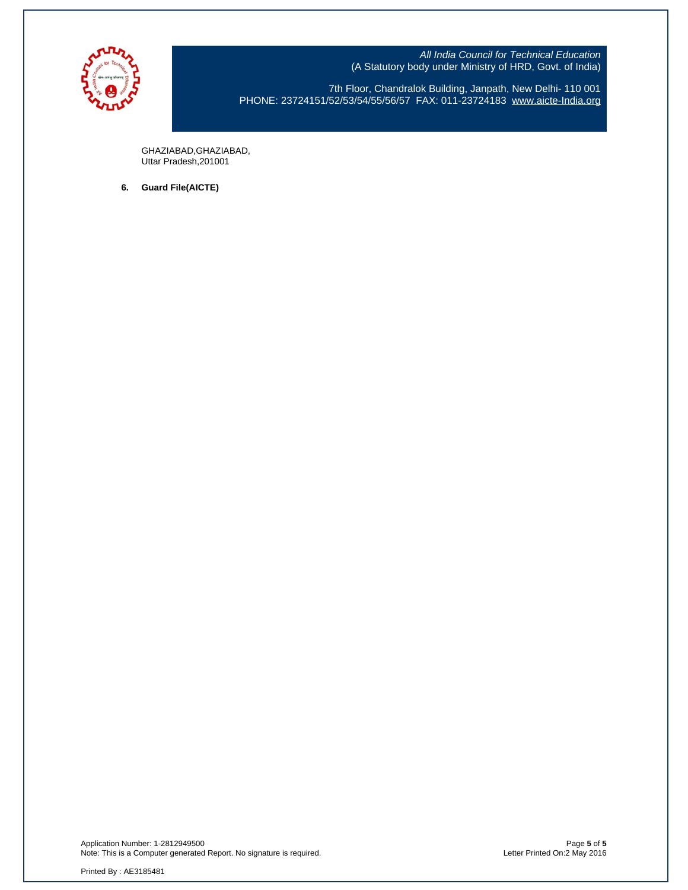GHAZIABAD,GHAZIABAD,
Uttar Pradesh,201001

6. **Guard File(AICTE)**